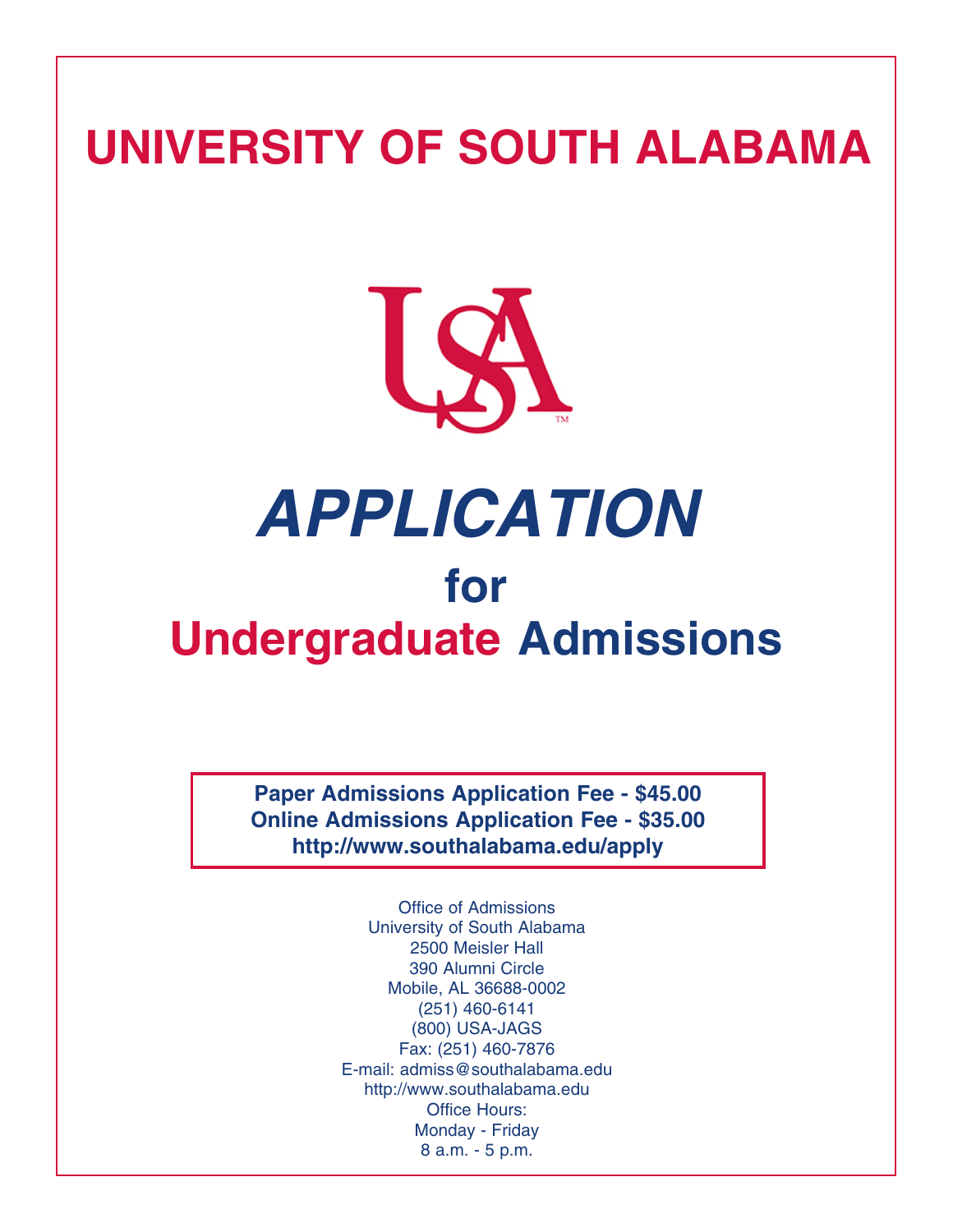# UNIVERSITY OF SOUTH ALABAMA

# *APPLICATION*

## for

## Undergraduate Admissions

**Paper Admissions Application Fee - $45.00**
**Online Admissions Application Fee - $35.00**
**http://www.southalabama.edu/apply**

Office of Admissions
University of South Alabama
2500 Meisler Hall
390 Alumni Circle
Mobile, AL 36688-0002
(251) 460-6141
(800) USA-JAGS
Fax: (251) 460-7876
E-mail: admiss@southalabama.edu
http://www.southalabama.edu
Office Hours:
Monday - Friday
8 a.m. - 5 p.m.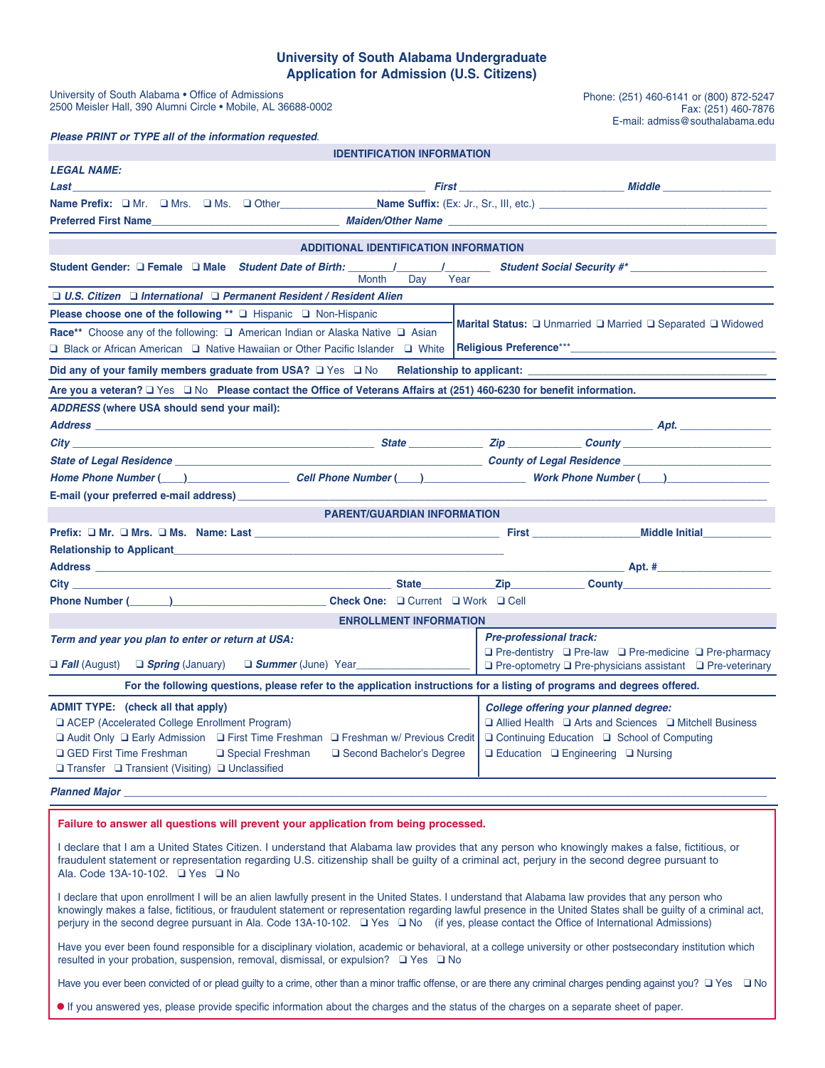# University of South Alabama Undergraduate Application for Admission (U.S. Citizens)

University of South Alabama • Office of Admissions
2500 Meisler Hall, 390 Alumni Circle • Mobile, AL 36688-0002

Phone: (251) 460-6141 or (800) 872-5247
Fax: (251) 460-7876
E-mail: admiss@southalabama.edu

***Please PRINT or TYPE all of the information requested.***

## IDENTIFICATION INFORMATION

***LEGAL NAME:***

***Last*** ______________________ ***First*** ______________________ ***Middle*** ______________________

**Name Prefix:** ❑ Mr. ❑ Mrs. ❑ Ms. ❑ Other________________ **Name Suffix:** (Ex: Jr., Sr., III, etc.) ______________________

**Preferred First Name**______________________ ***Maiden/Other Name*** ______________________

## ADDITIONAL IDENTIFICATION INFORMATION

**Student Gender:** ❑ **Female** ❑ **Male** ***Student Date of Birth:*** _______/_______/_______ (Month Day Year) ***Student Social Security #**** ______________________

❑ ***U.S. Citizen*** ❑ ***International*** ❑ ***Permanent Resident / Resident Alien***

**Please choose one of the following **** ❑ Hispanic ❑ Non-Hispanic

**Race**** Choose any of the following: ❑ American Indian or Alaska Native ❑ Asian ❑ Black or African American ❑ Native Hawaiian or Other Pacific Islander ❑ White

**Marital Status:** ❑ Unmarried ❑ Married ❑ Separated ❑ Widowed

**Religious Preference*****______________________

**Did any of your family members graduate from USA?** ❑ Yes ❑ No **Relationship to applicant:** ______________________

**Are you a veteran?** ❑ Yes ❑ No **Please contact the Office of Veterans Affairs at (251) 460-6230 for benefit information.**

***ADDRESS*** **(where USA should send your mail):**

***Address*** ______________________ ***Apt.*** ______________________

***City*** ______________________ ***State*** ____________ ***Zip*** ____________ ***County*** ______________________

***State of Legal Residence*** ______________________ ***County of Legal Residence*** ______________________

***Home Phone Number*** (____)________________ ***Cell Phone Number*** (____)________________ ***Work Phone Number*** (____)________________

**E-mail (your preferred e-mail address)** ______________________

## PARENT/GUARDIAN INFORMATION

**Prefix:** ❑ **Mr.** ❑ **Mrs.** ❑ **Ms.** **Name: Last** ______________________ **First** ________________ **Middle Initial**____________

**Relationship to Applicant**______________________

**Address** ______________________ **Apt. #**______________________

**City** ______________________ **State**____________ **Zip**____________ **County**______________________

**Phone Number** (_______)______________________ **Check One:** ❑ Current ❑ Work ❑ Cell

## ENROLLMENT INFORMATION

***Term and year you plan to enter or return at USA:***

❑ ***Fall*** (August) ❑ ***Spring*** (January) ❑ ***Summer*** (June) Year__________________

***Pre-professional track:***

❑ Pre-dentistry ❑ Pre-law ❑ Pre-medicine ❑ Pre-pharmacy ❑ Pre-optometry ❑ Pre-physicians assistant ❑ Pre-veterinary

**For the following questions, please refer to the application instructions for a listing of programs and degrees offered.**

**ADMIT TYPE: (check all that apply)**

❑ ACEP (Accelerated College Enrollment Program)
❑ Audit Only ❑ Early Admission ❑ First Time Freshman ❑ Freshman w/ Previous Credit
❑ GED First Time Freshman ❑ Special Freshman ❑ Second Bachelor's Degree
❑ Transfer ❑ Transient (Visiting) ❑ Unclassified

***College offering your planned degree:***

❑ Allied Health ❑ Arts and Sciences ❑ Mitchell Business
❑ Continuing Education ❑ School of Computing
❑ Education ❑ Engineering ❑ Nursing

***Planned Major*** ______________________

**Failure to answer all questions will prevent your application from being processed.**

I declare that I am a United States Citizen. I understand that Alabama law provides that any person who knowingly makes a false, fictitious, or fraudulent statement or representation regarding U.S. citizenship shall be guilty of a criminal act, perjury in the second degree pursuant to Ala. Code 13A-10-102. ❑ Yes ❑ No

I declare that upon enrollment I will be an alien lawfully present in the United States. I understand that Alabama law provides that any person who knowingly makes a false, fictitious, or fraudulent statement or representation regarding lawful presence in the United States shall be guilty of a criminal act, perjury in the second degree pursuant in Ala. Code 13A-10-102. ❑ Yes ❑ No (if yes, please contact the Office of International Admissions)

Have you ever been found responsible for a disciplinary violation, academic or behavioral, at a college university or other postsecondary institution which resulted in your probation, suspension, removal, dismissal, or expulsion? ❑ Yes ❑ No

Have you ever been convicted of or plead guilty to a crime, other than a minor traffic offense, or are there any criminal charges pending against you? ❑ Yes ❑ No

- If you answered yes, please provide specific information about the charges and the status of the charges on a separate sheet of paper.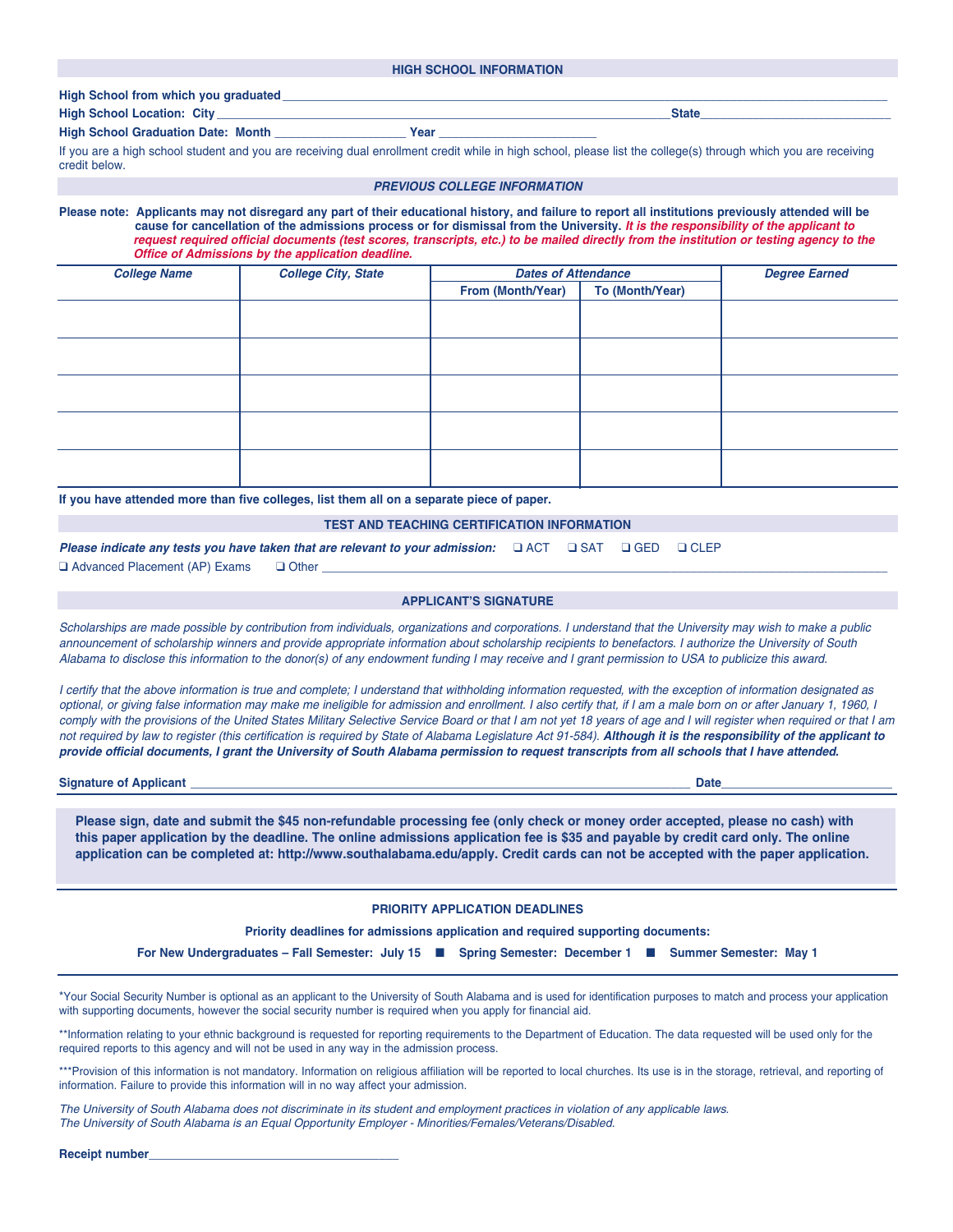## HIGH SCHOOL INFORMATION

**High School from which you graduated** ______________________________________________

**High School Location: City** ______________________________________________ **State** ____________________

**High School Graduation Date: Month** ____________________ **Year** ____________________

If you are a high school student and you are receiving dual enrollment credit while in high school, please list the college(s) through which you are receiving credit below.

## *PREVIOUS COLLEGE INFORMATION*

**Please note: Applicants may not disregard any part of their educational history, and failure to report all institutions previously attended will be cause for cancellation of the admissions process or for dismissal from the University.** ***It is the responsibility of the applicant to request required official documents (test scores, transcripts, etc.) to be mailed directly from the institution or testing agency to the Office of Admissions by the application deadline.***

| ***College Name*** | ***College City, State*** | ***Dates of Attendance*** | | ***Degree Earned*** |
|---|---|---|---|---|
| | | **From (Month/Year)** | **To (Month/Year)** | |
| | | | | |
| | | | | |
| | | | | |
| | | | | |
| | | | | |

**If you have attended more than five colleges, list them all on a separate piece of paper.**

## TEST AND TEACHING CERTIFICATION INFORMATION

***Please indicate any tests you have taken that are relevant to your admission:*** ❑ ACT ❑ SAT ❑ GED ❑ CLEP

❑ Advanced Placement (AP) Exams ❑ Other ______________________________________________

## APPLICANT'S SIGNATURE

*Scholarships are made possible by contribution from individuals, organizations and corporations. I understand that the University may wish to make a public announcement of scholarship winners and provide appropriate information about scholarship recipients to benefactors. I authorize the University of South Alabama to disclose this information to the donor(s) of any endowment funding I may receive and I grant permission to USA to publicize this award.*

*I certify that the above information is true and complete; I understand that withholding information requested, with the exception of information designated as optional, or giving false information may make me ineligible for admission and enrollment. I also certify that, if I am a male born on or after January 1, 1960, I comply with the provisions of the United States Military Selective Service Board or that I am not yet 18 years of age and I will register when required or that I am not required by law to register (this certification is required by State of Alabama Legislature Act 91-584).* ***Although it is the responsibility of the applicant to provide official documents, I grant the University of South Alabama permission to request transcripts from all schools that I have attended.***

**Signature of Applicant** ______________________________________________ **Date** ____________________

**Please sign, date and submit the $45 non-refundable processing fee (only check or money order accepted, please no cash) with this paper application by the deadline. The online admissions application fee is $35 and payable by credit card only. The online application can be completed at: http://www.southalabama.edu/apply. Credit cards can not be accepted with the paper application.**

## PRIORITY APPLICATION DEADLINES

**Priority deadlines for admissions application and required supporting documents:**

**For New Undergraduates – Fall Semester: July 15 ■ Spring Semester: December 1 ■ Summer Semester: May 1**

*Your Social Security Number is optional as an applicant to the University of South Alabama and is used for identification purposes to match and process your application with supporting documents, however the social security number is required when you apply for financial aid.

**Information relating to your ethnic background is requested for reporting requirements to the Department of Education. The data requested will be used only for the required reports to this agency and will not be used in any way in the admission process.

***Provision of this information is not mandatory. Information on religious affiliation will be reported to local churches. Its use is in the storage, retrieval, and reporting of information. Failure to provide this information will in no way affect your admission.

*The University of South Alabama does not discriminate in its student and employment practices in violation of any applicable laws.*
*The University of South Alabama is an Equal Opportunity Employer - Minorities/Females/Veterans/Disabled.*

**Receipt number** ____________________